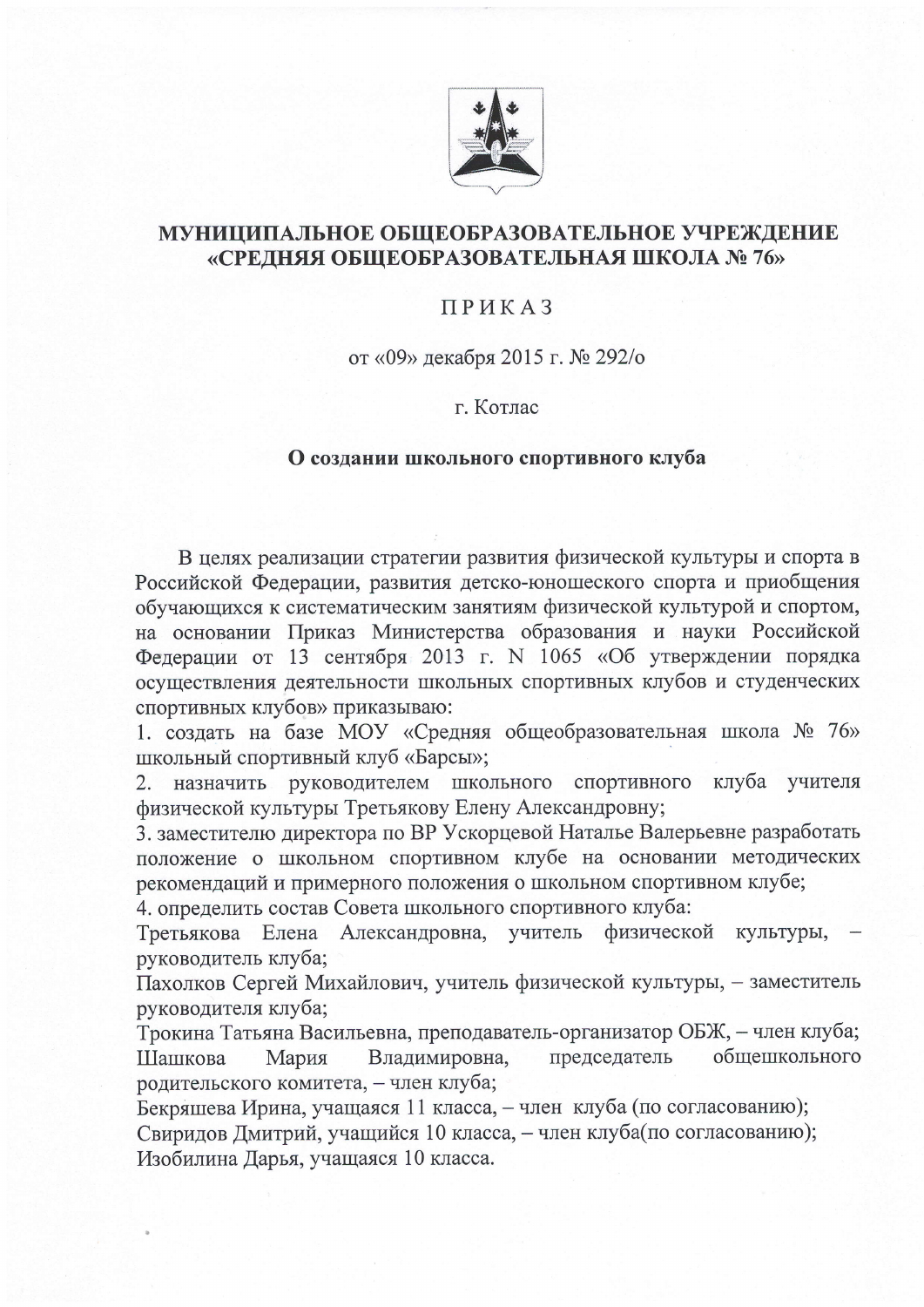# МУНИЦИПАЛЬНОЕ ОБЩЕОБРАЗОВАТЕЛЬНОЕ УЧРЕЖДЕНИЕ «СРЕДНЯЯ ОБЩЕОБРАЗОВАТЕЛЬНАЯ ШКОЛА № 76»

## ПРИКАЗ

от «09» декабря 2015 г. № 292/о

г. Котлас

**О создании школьного спортивного клуба**

В целях реализации стратегии развития физической культуры и спорта в Российской Федерации, развития детско-юношеского спорта и приобщения обучающихся к систематическим занятиям физической культурой и спортом, на основании Приказ Министерства образования и науки Российской Федерации от 13 сентября 2013 г. N 1065 «Об утверждении порядка осуществления деятельности школьных спортивных клубов и студенческих спортивных клубов» приказываю:

1. создать на базе МОУ «Средняя общеобразовательная школа № 76» школьный спортивный клуб «Барсы»;
2. назначить руководителем школьного спортивного клуба учителя физической культуры Третьякову Елену Александровну;
3. заместителю директора по ВР Ускорцевой Наталье Валерьевне разработать положение о школьном спортивном клубе на основании методических рекомендаций и примерного положения о школьном спортивном клубе;
4. определить состав Совета школьного спортивного клуба:

Третьякова Елена Александровна, учитель физической культуры, – руководитель клуба;
Пахолков Сергей Михайлович, учитель физической культуры, – заместитель руководителя клуба;
Трокина Татьяна Васильевна, преподаватель-организатор ОБЖ, – член клуба;
Шашкова Мария Владимировна, председатель общешкольного родительского комитета, – член клуба;
Бекряшева Ирина, учащаяся 11 класса, – член клуба (по согласованию);
Свиридов Дмитрий, учащийся 10 класса, – член клуба(по согласованию);
Изобилина Дарья, учащаяся 10 класса.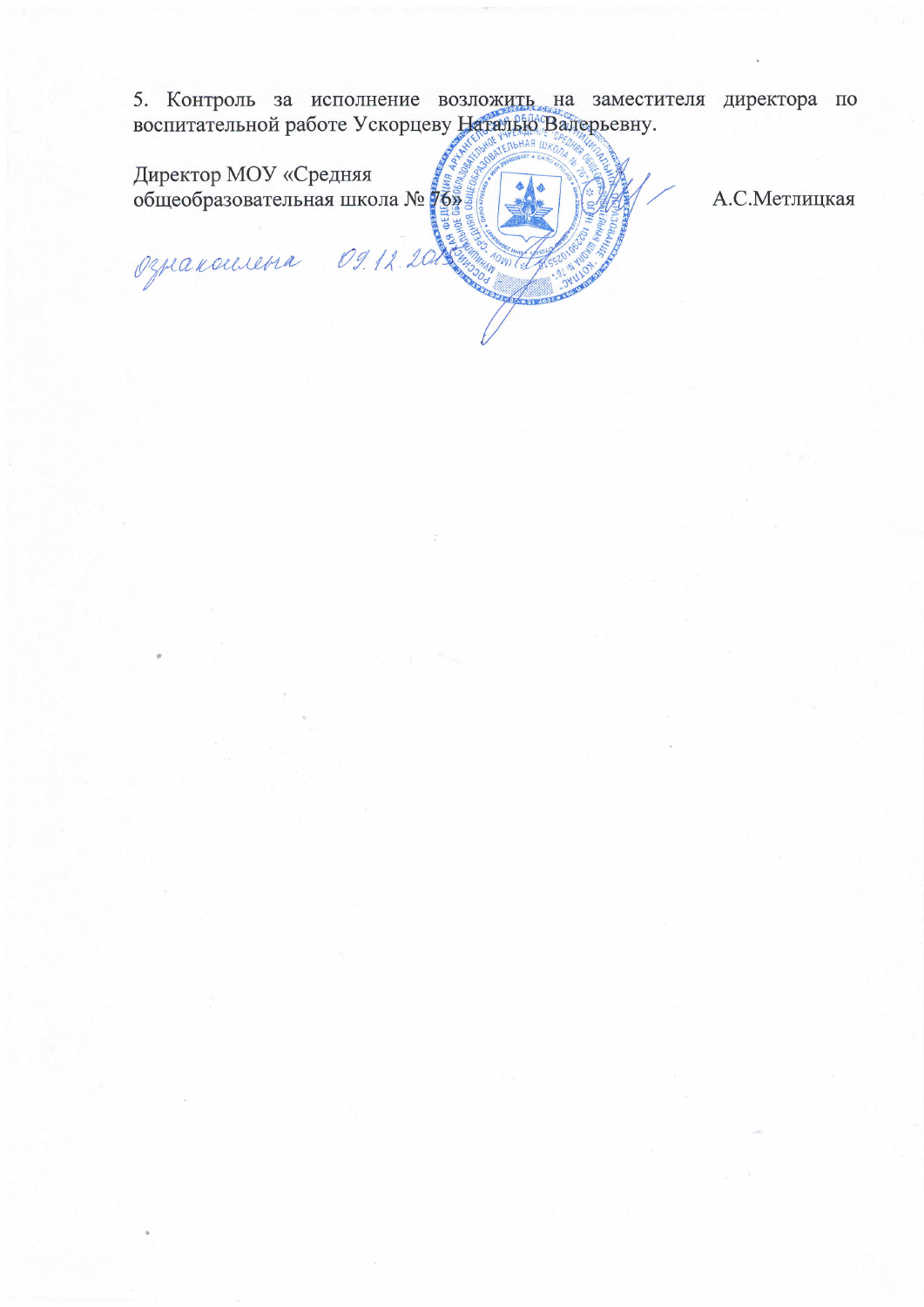5. Контроль за исполнение возложить на заместителя директора по воспитательной работе Ускорцеву Наталью Валерьевну.

Директор МОУ «Средняя общеобразовательная школа № 76» А.С.Метлицкая

Ознакомлена 09.12.20